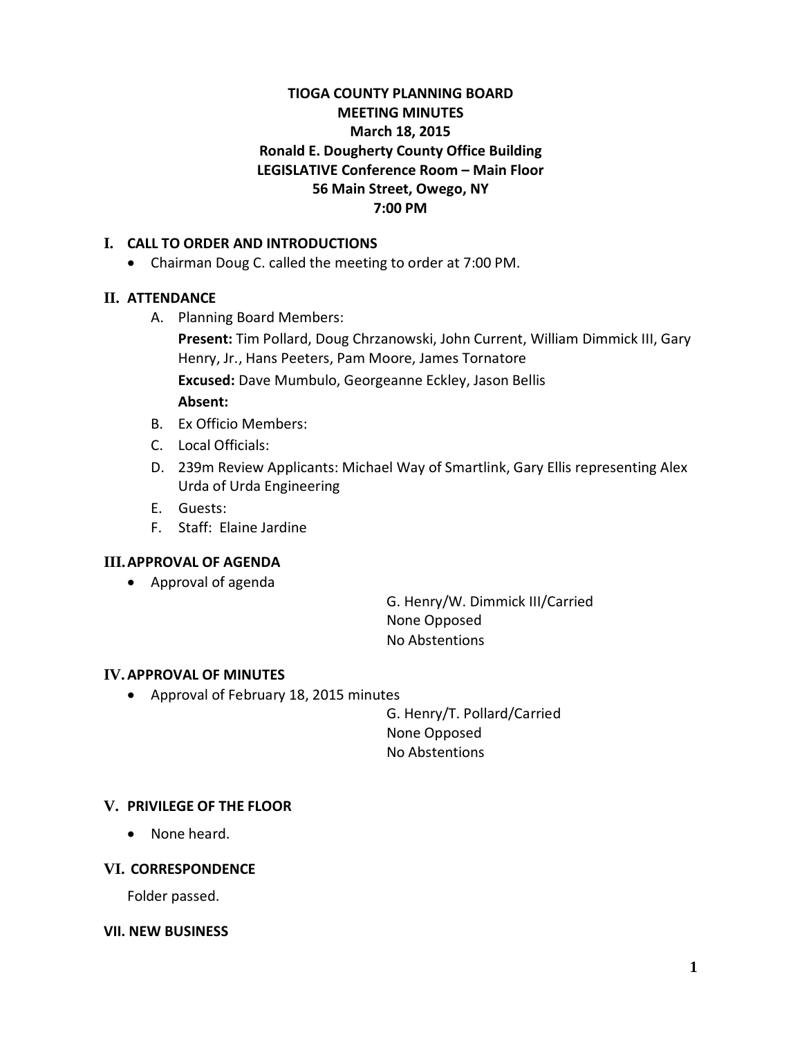# TIOGA COUNTY PLANNING BOARD
# MEETING MINUTES
## March 18, 2015
## Ronald E. Dougherty County Office Building
## LEGISLATIVE Conference Room – Main Floor
## 56 Main Street, Owego, NY
## 7:00 PM

## I. CALL TO ORDER AND INTRODUCTIONS

- Chairman Doug C. called the meeting to order at 7:00 PM.

## II. ATTENDANCE

A. Planning Board Members:

**Present:** Tim Pollard, Doug Chrzanowski, John Current, William Dimmick III, Gary Henry, Jr., Hans Peeters, Pam Moore, James Tornatore

**Excused:** Dave Mumbulo, Georgeanne Eckley, Jason Bellis

**Absent:**

B. Ex Officio Members:

C. Local Officials:

D. 239m Review Applicants: Michael Way of Smartlink, Gary Ellis representing Alex Urda of Urda Engineering

E. Guests:

F. Staff: Elaine Jardine

## III. APPROVAL OF AGENDA

- Approval of agenda

G. Henry/W. Dimmick III/Carried
None Opposed
No Abstentions

## IV. APPROVAL OF MINUTES

- Approval of February 18, 2015 minutes

G. Henry/T. Pollard/Carried
None Opposed
No Abstentions

## V. PRIVILEGE OF THE FLOOR

- None heard.

## VI. CORRESPONDENCE

Folder passed.

## VII. NEW BUSINESS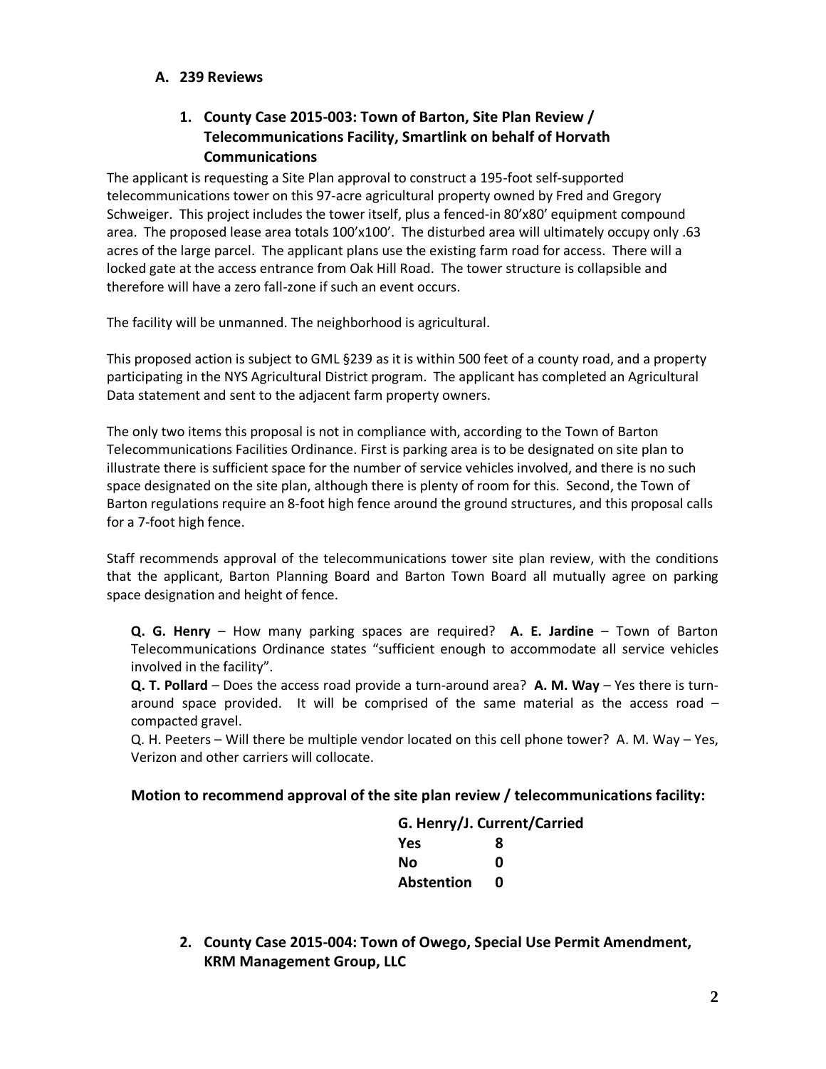### A. 239 Reviews

#### 1. County Case 2015-003: Town of Barton, Site Plan Review / Telecommunications Facility, Smartlink on behalf of Horvath Communications

The applicant is requesting a Site Plan approval to construct a 195-foot self-supported telecommunications tower on this 97-acre agricultural property owned by Fred and Gregory Schweiger. This project includes the tower itself, plus a fenced-in 80'x80' equipment compound area. The proposed lease area totals 100'x100'. The disturbed area will ultimately occupy only .63 acres of the large parcel. The applicant plans use the existing farm road for access. There will a locked gate at the access entrance from Oak Hill Road. The tower structure is collapsible and therefore will have a zero fall-zone if such an event occurs.

The facility will be unmanned. The neighborhood is agricultural.

This proposed action is subject to GML §239 as it is within 500 feet of a county road, and a property participating in the NYS Agricultural District program. The applicant has completed an Agricultural Data statement and sent to the adjacent farm property owners.

The only two items this proposal is not in compliance with, according to the Town of Barton Telecommunications Facilities Ordinance. First is parking area is to be designated on site plan to illustrate there is sufficient space for the number of service vehicles involved, and there is no such space designated on the site plan, although there is plenty of room for this. Second, the Town of Barton regulations require an 8-foot high fence around the ground structures, and this proposal calls for a 7-foot high fence.

Staff recommends approval of the telecommunications tower site plan review, with the conditions that the applicant, Barton Planning Board and Barton Town Board all mutually agree on parking space designation and height of fence.

**Q. G. Henry** – How many parking spaces are required? **A. E. Jardine** – Town of Barton Telecommunications Ordinance states "sufficient enough to accommodate all service vehicles involved in the facility".

**Q. T. Pollard** – Does the access road provide a turn-around area? **A. M. Way** – Yes there is turn-around space provided. It will be comprised of the same material as the access road – compacted gravel.

Q. H. Peeters – Will there be multiple vendor located on this cell phone tower? A. M. Way – Yes, Verizon and other carriers will collocate.

**Motion to recommend approval of the site plan review / telecommunications facility:**

**G. Henry/J. Current/Carried**

| | |
|---|---|
| **Yes** | **8** |
| **No** | **0** |
| **Abstention** | **0** |

#### 2. County Case 2015-004: Town of Owego, Special Use Permit Amendment, KRM Management Group, LLC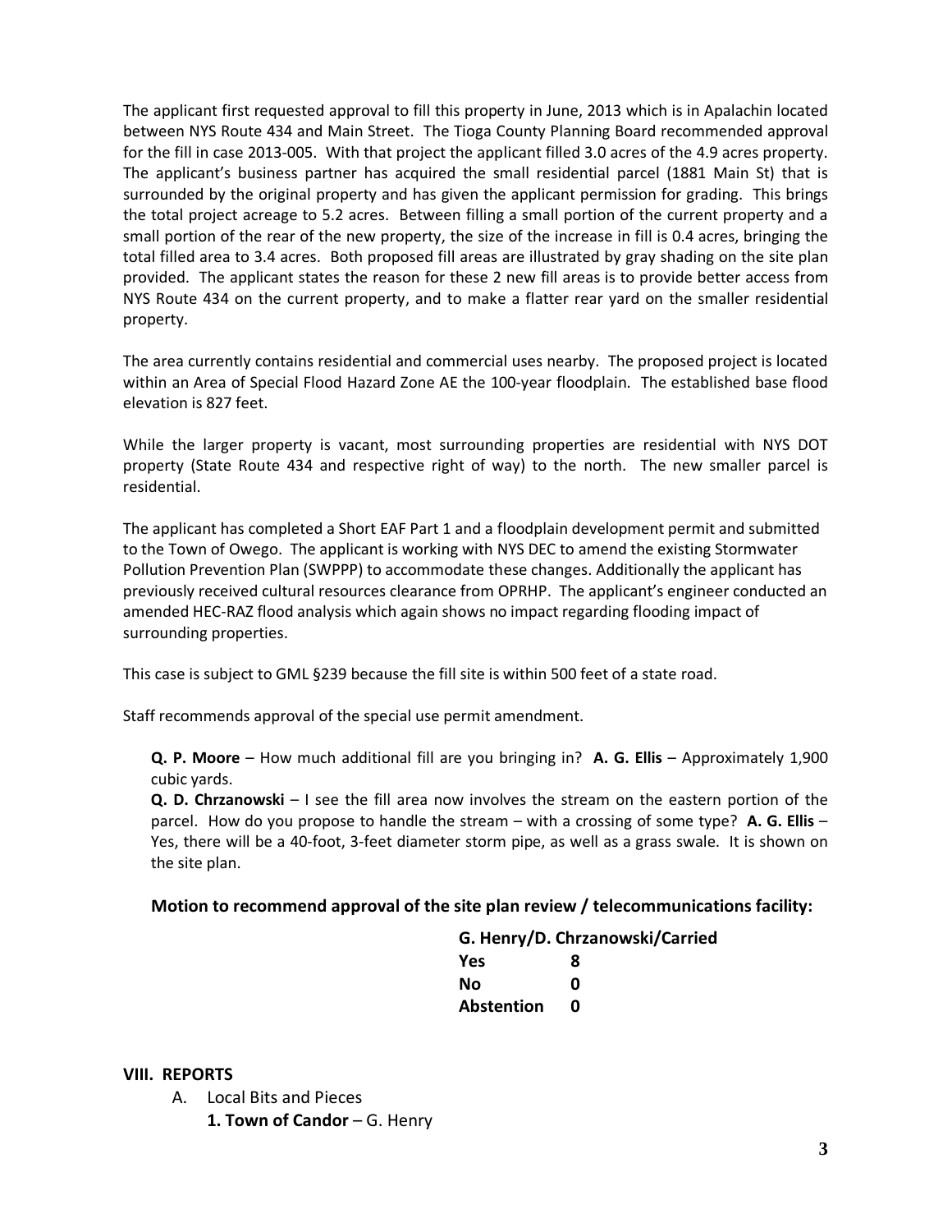The applicant first requested approval to fill this property in June, 2013 which is in Apalachin located between NYS Route 434 and Main Street. The Tioga County Planning Board recommended approval for the fill in case 2013-005. With that project the applicant filled 3.0 acres of the 4.9 acres property. The applicant's business partner has acquired the small residential parcel (1881 Main St) that is surrounded by the original property and has given the applicant permission for grading. This brings the total project acreage to 5.2 acres. Between filling a small portion of the current property and a small portion of the rear of the new property, the size of the increase in fill is 0.4 acres, bringing the total filled area to 3.4 acres. Both proposed fill areas are illustrated by gray shading on the site plan provided. The applicant states the reason for these 2 new fill areas is to provide better access from NYS Route 434 on the current property, and to make a flatter rear yard on the smaller residential property.

The area currently contains residential and commercial uses nearby. The proposed project is located within an Area of Special Flood Hazard Zone AE the 100-year floodplain. The established base flood elevation is 827 feet.

While the larger property is vacant, most surrounding properties are residential with NYS DOT property (State Route 434 and respective right of way) to the north. The new smaller parcel is residential.

The applicant has completed a Short EAF Part 1 and a floodplain development permit and submitted to the Town of Owego. The applicant is working with NYS DEC to amend the existing Stormwater Pollution Prevention Plan (SWPPP) to accommodate these changes. Additionally the applicant has previously received cultural resources clearance from OPRHP. The applicant's engineer conducted an amended HEC-RAZ flood analysis which again shows no impact regarding flooding impact of surrounding properties.

This case is subject to GML §239 because the fill site is within 500 feet of a state road.

Staff recommends approval of the special use permit amendment.

> **Q. P. Moore** – How much additional fill are you bringing in? **A. G. Ellis** – Approximately 1,900 cubic yards.
>
> **Q. D. Chrzanowski** – I see the fill area now involves the stream on the eastern portion of the parcel. How do you propose to handle the stream – with a crossing of some type? **A. G. Ellis** – Yes, there will be a 40-foot, 3-feet diameter storm pipe, as well as a grass swale. It is shown on the site plan.

**Motion to recommend approval of the site plan review / telecommunications facility:**

**G. Henry/D. Chrzanowski/Carried**

| | |
|---|---|
| **Yes** | **8** |
| **No** | **0** |
| **Abstention** | **0** |

**VIII. REPORTS**

A. Local Bits and Pieces

**1. Town of Candor** – G. Henry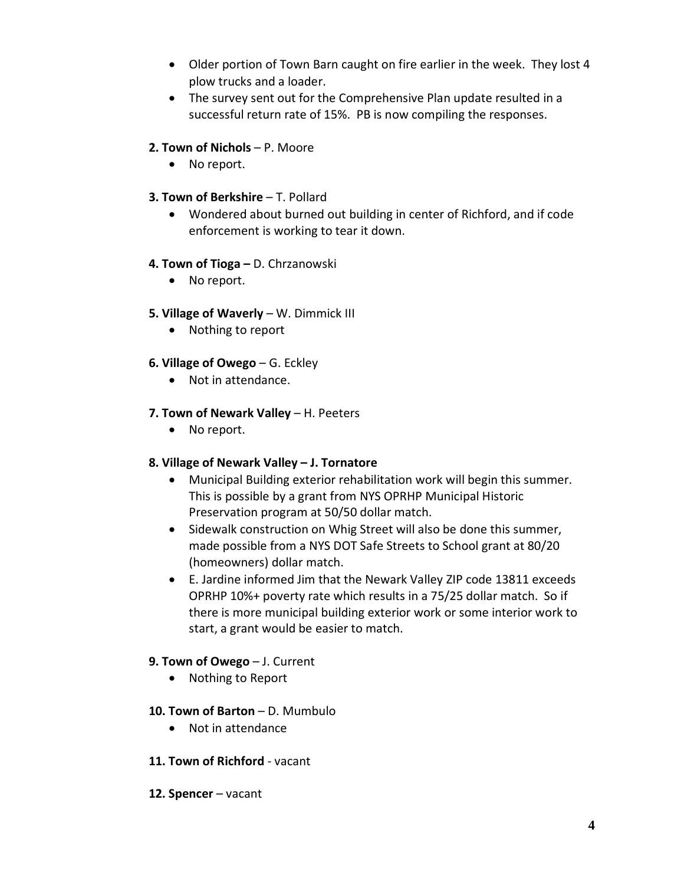- Older portion of Town Barn caught on fire earlier in the week. They lost 4 plow trucks and a loader.
- The survey sent out for the Comprehensive Plan update resulted in a successful return rate of 15%. PB is now compiling the responses.

**2. Town of Nichols** – P. Moore

- No report.

**3. Town of Berkshire** – T. Pollard

- Wondered about burned out building in center of Richford, and if code enforcement is working to tear it down.

**4. Town of Tioga –** D. Chrzanowski

- No report.

**5. Village of Waverly** – W. Dimmick III

- Nothing to report

**6. Village of Owego** – G. Eckley

- Not in attendance.

**7. Town of Newark Valley** – H. Peeters

- No report.

**8. Village of Newark Valley – J. Tornatore**

- Municipal Building exterior rehabilitation work will begin this summer. This is possible by a grant from NYS OPRHP Municipal Historic Preservation program at 50/50 dollar match.
- Sidewalk construction on Whig Street will also be done this summer, made possible from a NYS DOT Safe Streets to School grant at 80/20 (homeowners) dollar match.
- E. Jardine informed Jim that the Newark Valley ZIP code 13811 exceeds OPRHP 10%+ poverty rate which results in a 75/25 dollar match. So if there is more municipal building exterior work or some interior work to start, a grant would be easier to match.

**9. Town of Owego** – J. Current

- Nothing to Report

**10. Town of Barton** – D. Mumbulo

- Not in attendance

**11. Town of Richford** - vacant

**12. Spencer** – vacant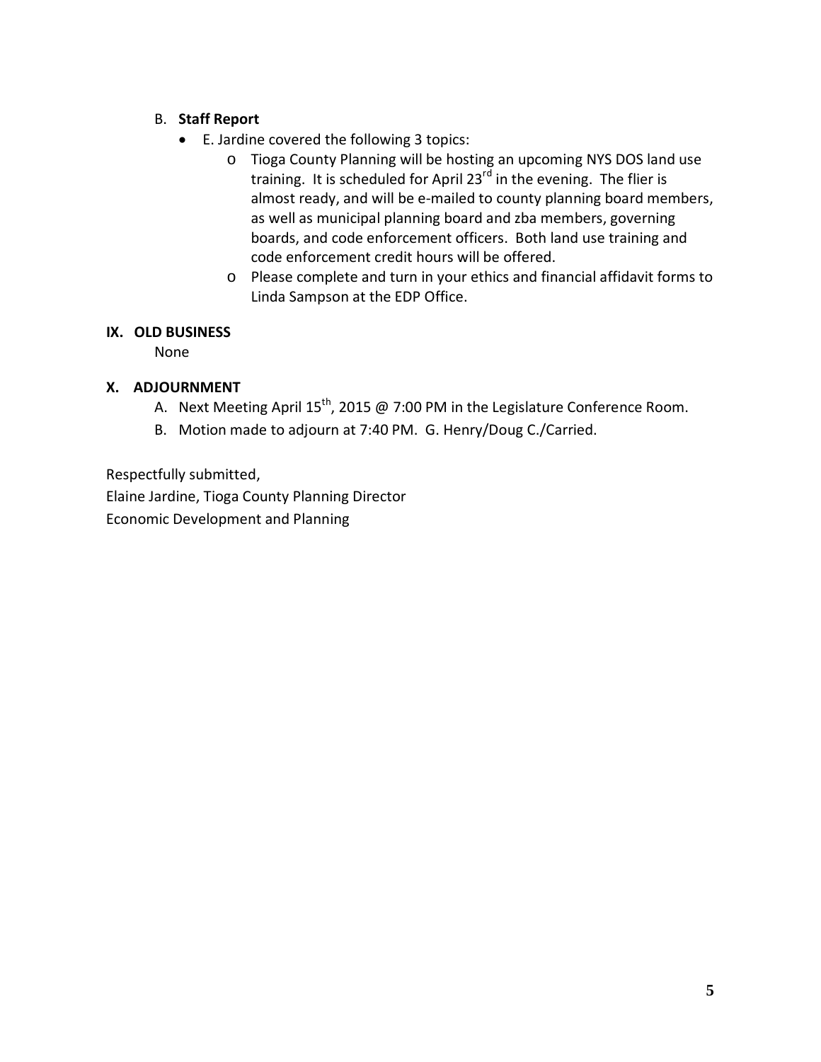B. **Staff Report**
   - E. Jardine covered the following 3 topics:
     - Tioga County Planning will be hosting an upcoming NYS DOS land use training. It is scheduled for April 23rd in the evening. The flier is almost ready, and will be e-mailed to county planning board members, as well as municipal planning board and zba members, governing boards, and code enforcement officers. Both land use training and code enforcement credit hours will be offered.
     - Please complete and turn in your ethics and financial affidavit forms to Linda Sampson at the EDP Office.

## IX. OLD BUSINESS

None

## X. ADJOURNMENT

A. Next Meeting April 15th, 2015 @ 7:00 PM in the Legislature Conference Room.

B. Motion made to adjourn at 7:40 PM. G. Henry/Doug C./Carried.

Respectfully submitted,

Elaine Jardine, Tioga County Planning Director

Economic Development and Planning